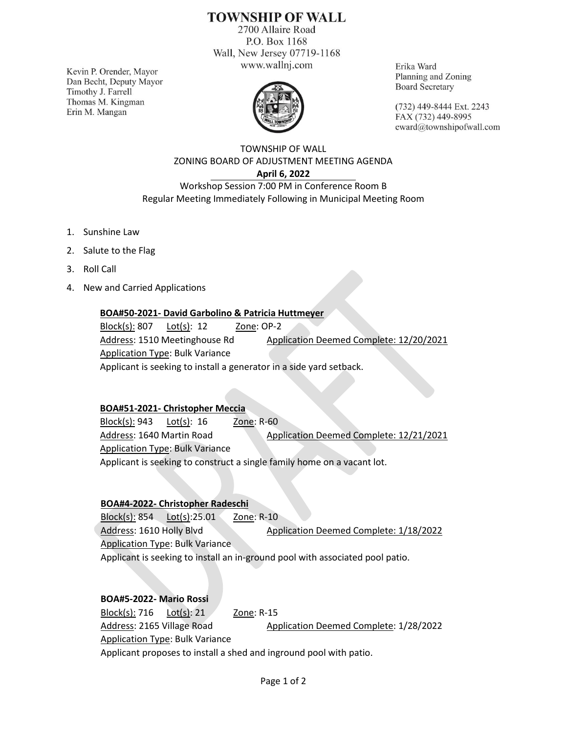# TOWNSHIP OF WALL

2700 Allaire Road
P.O. Box 1168
Wall, New Jersey 07719-1168
www.wallnj.com

Kevin P. Orender, Mayor
Dan Becht, Deputy Mayor
Timothy J. Farrell
Thomas M. Kingman
Erin M. Mangan

Erika Ward
Planning and Zoning
Board Secretary

(732) 449-8444 Ext. 2243
FAX (732) 449-8995
eward@townshipofwall.com

## TOWNSHIP OF WALL
## ZONING BOARD OF ADJUSTMENT MEETING AGENDA
**April 6, 2022**

Workshop Session 7:00 PM in Conference Room B
Regular Meeting Immediately Following in Municipal Meeting Room

1. Sunshine Law
2. Salute to the Flag
3. Roll Call
4. New and Carried Applications

**BOA#50-2021- David Garbolino & Patricia Huttmeyer**
Block(s): 807 Lot(s): 12 Zone: OP-2
Address: 1510 Meetinghouse Rd Application Deemed Complete: 12/20/2021
Application Type: Bulk Variance
Applicant is seeking to install a generator in a side yard setback.

**BOA#51-2021- Christopher Meccia**
Block(s): 943 Lot(s): 16 Zone: R-60
Address: 1640 Martin Road Application Deemed Complete: 12/21/2021
Application Type: Bulk Variance
Applicant is seeking to construct a single family home on a vacant lot.

**BOA#4-2022- Christopher Radeschi**
Block(s): 854 Lot(s):25.01 Zone: R-10
Address: 1610 Holly Blvd Application Deemed Complete: 1/18/2022
Application Type: Bulk Variance
Applicant is seeking to install an in-ground pool with associated pool patio.

**BOA#5-2022- Mario Rossi**
Block(s): 716 Lot(s): 21 Zone: R-15
Address: 2165 Village Road Application Deemed Complete: 1/28/2022
Application Type: Bulk Variance
Applicant proposes to install a shed and inground pool with patio.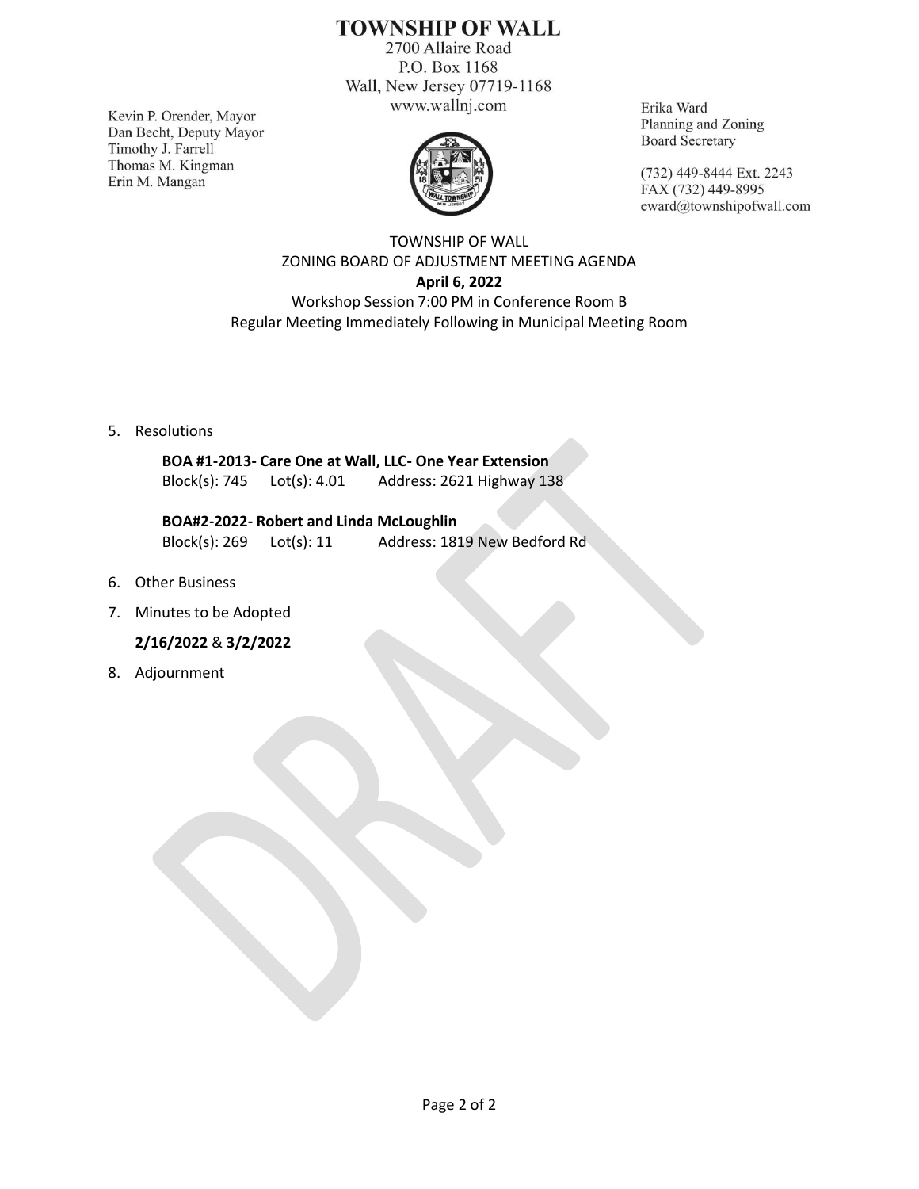# TOWNSHIP OF WALL

2700 Allaire Road
P.O. Box 1168
Wall, New Jersey 07719-1168
www.wallnj.com

Kevin P. Orender, Mayor
Dan Becht, Deputy Mayor
Timothy J. Farrell
Thomas M. Kingman
Erin M. Mangan

Erika Ward
Planning and Zoning
Board Secretary

(732) 449-8444 Ext. 2243
FAX (732) 449-8995
eward@townshipofwall.com

TOWNSHIP OF WALL
ZONING BOARD OF ADJUSTMENT MEETING AGENDA
**April 6, 2022**
Workshop Session 7:00 PM in Conference Room B
Regular Meeting Immediately Following in Municipal Meeting Room

5. Resolutions

   **BOA #1-2013- Care One at Wall, LLC- One Year Extension**
   Block(s): 745 Lot(s): 4.01 Address: 2621 Highway 138

   **BOA#2-2022- Robert and Linda McLoughlin**
   Block(s): 269 Lot(s): 11 Address: 1819 New Bedford Rd

6. Other Business
7. Minutes to be Adopted

   **2/16/2022** & **3/2/2022**

8. Adjournment

DRAFT